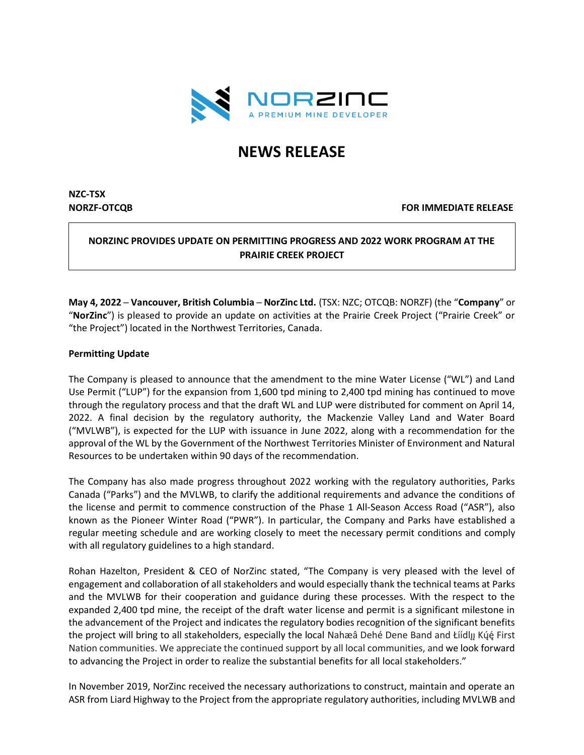NORZINC

A PREMIUM MINE DEVELOPER

# NEWS RELEASE

**NZC-TSX**
**NORZF-OTCQB**

**FOR IMMEDIATE RELEASE**

## NORZINC PROVIDES UPDATE ON PERMITTING PROGRESS AND 2022 WORK PROGRAM AT THE PRAIRIE CREEK PROJECT

**May 4, 2022** – **Vancouver, British Columbia** – **NorZinc Ltd.** (TSX: NZC; OTCQB: NORZF) (the "**Company**" or "**NorZinc**") is pleased to provide an update on activities at the Prairie Creek Project ("Prairie Creek" or "the Project") located in the Northwest Territories, Canada.

**Permitting Update**

The Company is pleased to announce that the amendment to the mine Water License ("WL") and Land Use Permit ("LUP") for the expansion from 1,600 tpd mining to 2,400 tpd mining has continued to move through the regulatory process and that the draft WL and LUP were distributed for comment on April 14, 2022. A final decision by the regulatory authority, the Mackenzie Valley Land and Water Board ("MVLWB"), is expected for the LUP with issuance in June 2022, along with a recommendation for the approval of the WL by the Government of the Northwest Territories Minister of Environment and Natural Resources to be undertaken within 90 days of the recommendation.

The Company has also made progress throughout 2022 working with the regulatory authorities, Parks Canada ("Parks") and the MVLWB, to clarify the additional requirements and advance the conditions of the license and permit to commence construction of the Phase 1 All-Season Access Road ("ASR"), also known as the Pioneer Winter Road ("PWR"). In particular, the Company and Parks have established a regular meeting schedule and are working closely to meet the necessary permit conditions and comply with all regulatory guidelines to a high standard.

Rohan Hazelton, President & CEO of NorZinc stated, "The Company is very pleased with the level of engagement and collaboration of all stakeholders and would especially thank the technical teams at Parks and the MVLWB for their cooperation and guidance during these processes. With the respect to the expanded 2,400 tpd mine, the receipt of the draft water license and permit is a significant milestone in the advancement of the Project and indicates the regulatory bodies recognition of the significant benefits the project will bring to all stakeholders, especially the local Nahæâ Dehé Dene Band and Łíídlįį Kų́ę́ First Nation communities. We appreciate the continued support by all local communities, and we look forward to advancing the Project in order to realize the substantial benefits for all local stakeholders."

In November 2019, NorZinc received the necessary authorizations to construct, maintain and operate an ASR from Liard Highway to the Project from the appropriate regulatory authorities, including MVLWB and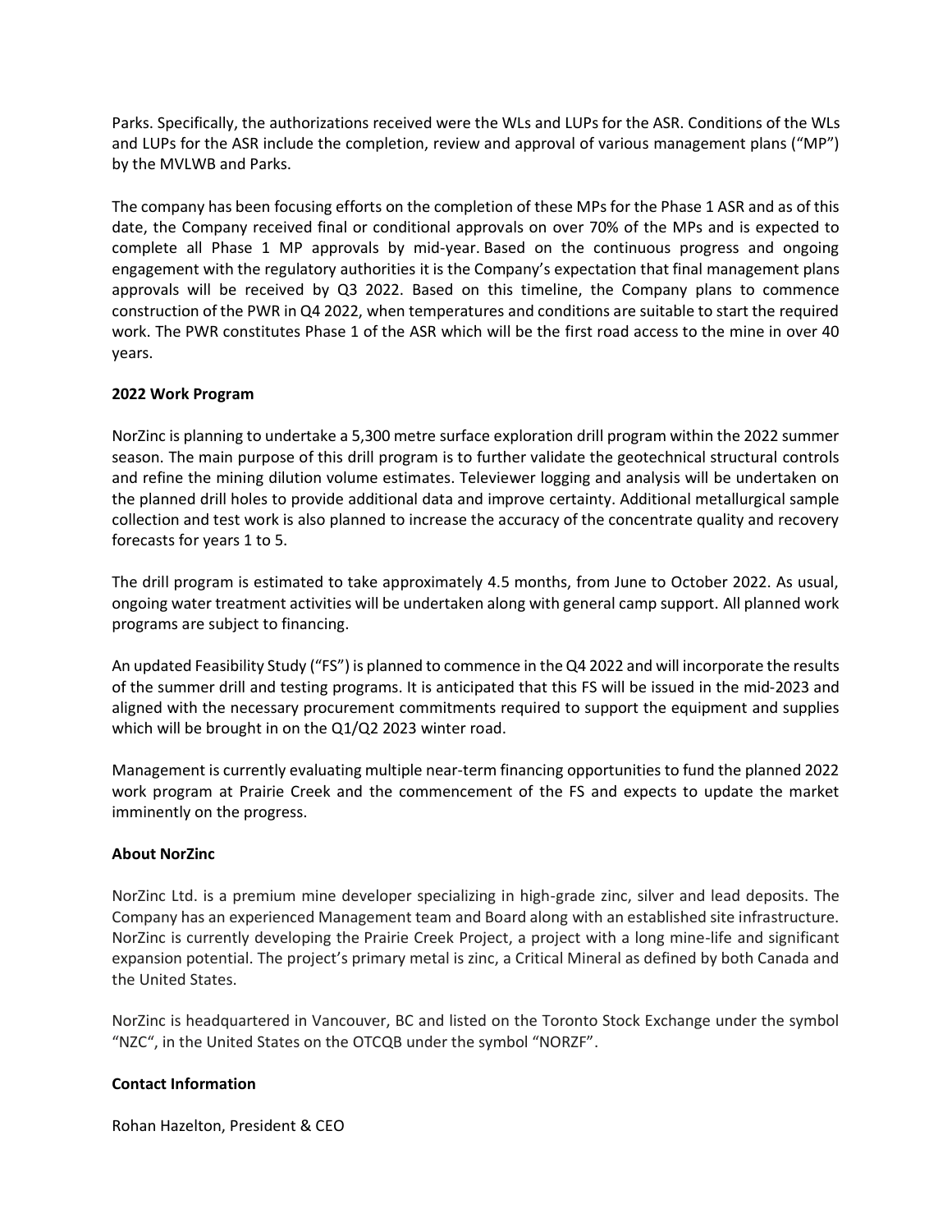Parks. Specifically, the authorizations received were the WLs and LUPs for the ASR. Conditions of the WLs and LUPs for the ASR include the completion, review and approval of various management plans ("MP") by the MVLWB and Parks.

The company has been focusing efforts on the completion of these MPs for the Phase 1 ASR and as of this date, the Company received final or conditional approvals on over 70% of the MPs and is expected to complete all Phase 1 MP approvals by mid-year. Based on the continuous progress and ongoing engagement with the regulatory authorities it is the Company's expectation that final management plans approvals will be received by Q3 2022. Based on this timeline, the Company plans to commence construction of the PWR in Q4 2022, when temperatures and conditions are suitable to start the required work. The PWR constitutes Phase 1 of the ASR which will be the first road access to the mine in over 40 years.

**2022 Work Program**

NorZinc is planning to undertake a 5,300 metre surface exploration drill program within the 2022 summer season. The main purpose of this drill program is to further validate the geotechnical structural controls and refine the mining dilution volume estimates. Televiewer logging and analysis will be undertaken on the planned drill holes to provide additional data and improve certainty. Additional metallurgical sample collection and test work is also planned to increase the accuracy of the concentrate quality and recovery forecasts for years 1 to 5.

The drill program is estimated to take approximately 4.5 months, from June to October 2022. As usual, ongoing water treatment activities will be undertaken along with general camp support. All planned work programs are subject to financing.

An updated Feasibility Study ("FS") is planned to commence in the Q4 2022 and will incorporate the results of the summer drill and testing programs. It is anticipated that this FS will be issued in the mid-2023 and aligned with the necessary procurement commitments required to support the equipment and supplies which will be brought in on the Q1/Q2 2023 winter road.

Management is currently evaluating multiple near-term financing opportunities to fund the planned 2022 work program at Prairie Creek and the commencement of the FS and expects to update the market imminently on the progress.

**About NorZinc**

NorZinc Ltd. is a premium mine developer specializing in high-grade zinc, silver and lead deposits. The Company has an experienced Management team and Board along with an established site infrastructure. NorZinc is currently developing the Prairie Creek Project, a project with a long mine-life and significant expansion potential. The project's primary metal is zinc, a Critical Mineral as defined by both Canada and the United States.

NorZinc is headquartered in Vancouver, BC and listed on the Toronto Stock Exchange under the symbol "NZC", in the United States on the OTCQB under the symbol "NORZF".

**Contact Information**

Rohan Hazelton, President & CEO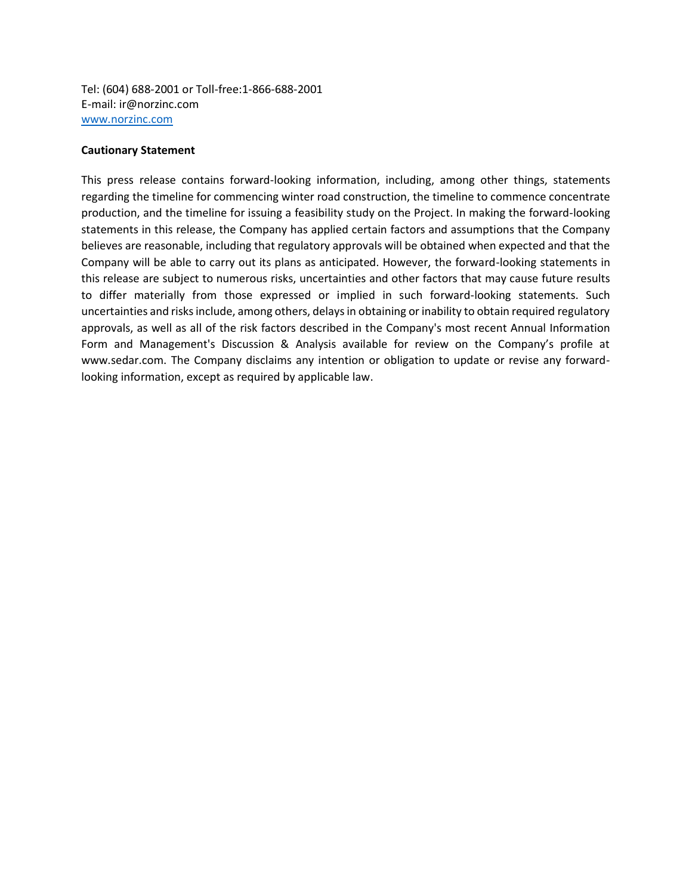Tel: (604) 688-2001 or Toll-free:1-866-688-2001
E-mail: ir@norzinc.com
www.norzinc.com

**Cautionary Statement**

This press release contains forward-looking information, including, among other things, statements regarding the timeline for commencing winter road construction, the timeline to commence concentrate production, and the timeline for issuing a feasibility study on the Project. In making the forward-looking statements in this release, the Company has applied certain factors and assumptions that the Company believes are reasonable, including that regulatory approvals will be obtained when expected and that the Company will be able to carry out its plans as anticipated. However, the forward-looking statements in this release are subject to numerous risks, uncertainties and other factors that may cause future results to differ materially from those expressed or implied in such forward-looking statements. Such uncertainties and risks include, among others, delays in obtaining or inability to obtain required regulatory approvals, as well as all of the risk factors described in the Company's most recent Annual Information Form and Management's Discussion & Analysis available for review on the Company's profile at www.sedar.com. The Company disclaims any intention or obligation to update or revise any forward-looking information, except as required by applicable law.